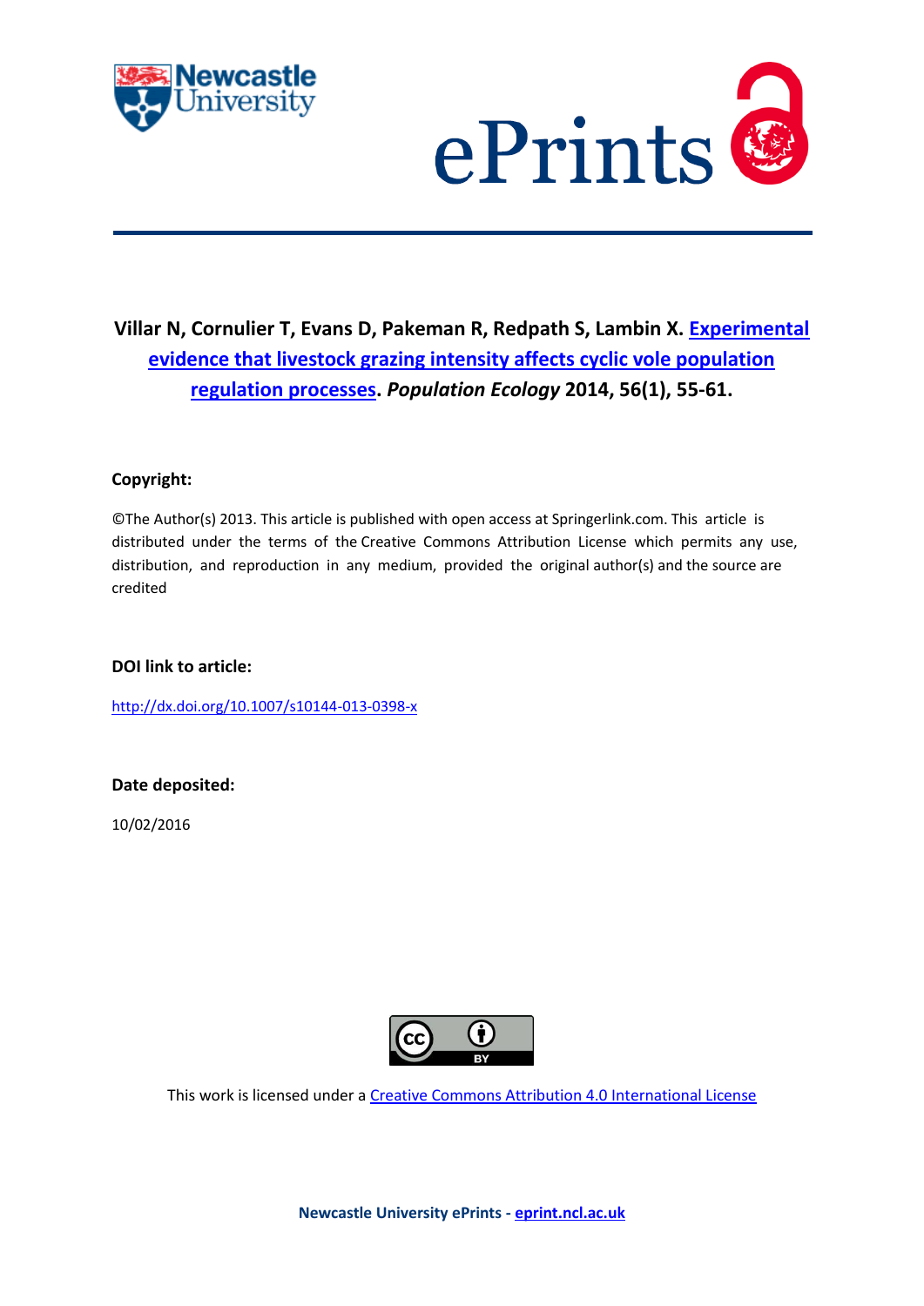**Villar N, Cornulier T, Evans D, Pakeman R, Redpath S, Lambin X. Experimental evidence that livestock grazing intensity affects cyclic vole population regulation processes. *Population Ecology* 2014, 56(1), 55-61.**

**Copyright:**

©The Author(s) 2013. This article is published with open access at Springerlink.com. This article is distributed under the terms of the Creative Commons Attribution License which permits any use, distribution, and reproduction in any medium, provided the original author(s) and the source are credited

**DOI link to article:**

http://dx.doi.org/10.1007/s10144-013-0398-x

**Date deposited:**

10/02/2016

This work is licensed under a Creative Commons Attribution 4.0 International License

**Newcastle University ePrints - eprint.ncl.ac.uk**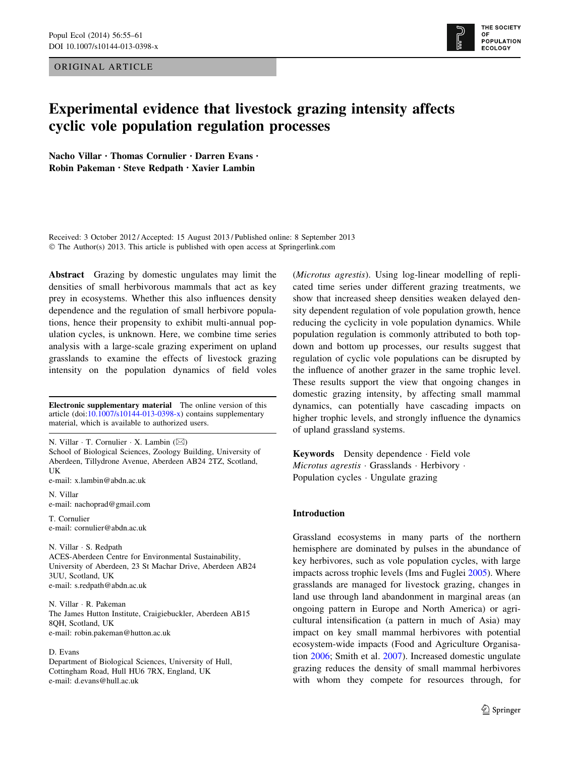ORIGINAL ARTICLE

# Experimental evidence that livestock grazing intensity affects cyclic vole population regulation processes

**Nacho Villar · Thomas Cornulier · Darren Evans · Robin Pakeman · Steve Redpath · Xavier Lambin**

Received: 3 October 2012 / Accepted: 15 August 2013 / Published online: 8 September 2013
© The Author(s) 2013. This article is published with open access at Springerlink.com

**Abstract** Grazing by domestic ungulates may limit the densities of small herbivorous mammals that act as key prey in ecosystems. Whether this also influences density dependence and the regulation of small herbivore populations, hence their propensity to exhibit multi-annual population cycles, is unknown. Here, we combine time series analysis with a large-scale grazing experiment on upland grasslands to examine the effects of livestock grazing intensity on the population dynamics of field voles (*Microtus agrestis*). Using log-linear modelling of replicated time series under different grazing treatments, we show that increased sheep densities weaken delayed density dependent regulation of vole population growth, hence reducing the cyclicity in vole population dynamics. While population regulation is commonly attributed to both top-down and bottom up processes, our results suggest that regulation of cyclic vole populations can be disrupted by the influence of another grazer in the same trophic level. These results support the view that ongoing changes in domestic grazing intensity, by affecting small mammal dynamics, can potentially have cascading impacts on higher trophic levels, and strongly influence the dynamics of upland grassland systems.

**Keywords** Density dependence · Field vole *Microtus agrestis* · Grasslands · Herbivory · Population cycles · Ungulate grazing

**Electronic supplementary material** The online version of this article (doi:10.1007/s10144-013-0398-x) contains supplementary material, which is available to authorized users.

N. Villar · T. Cornulier · X. Lambin (✉)
School of Biological Sciences, Zoology Building, University of Aberdeen, Tillydrone Avenue, Aberdeen AB24 2TZ, Scotland, UK
e-mail: x.lambin@abdn.ac.uk

N. Villar
e-mail: nachoprad@gmail.com

T. Cornulier
e-mail: cornulier@abdn.ac.uk

N. Villar · S. Redpath
ACES-Aberdeen Centre for Environmental Sustainability, University of Aberdeen, 23 St Machar Drive, Aberdeen AB24 3UU, Scotland, UK
e-mail: s.redpath@abdn.ac.uk

N. Villar · R. Pakeman
The James Hutton Institute, Craigiebuckler, Aberdeen AB15 8QH, Scotland, UK
e-mail: robin.pakeman@hutton.ac.uk

D. Evans
Department of Biological Sciences, University of Hull, Cottingham Road, Hull HU6 7RX, England, UK
e-mail: d.evans@hull.ac.uk

## Introduction

Grassland ecosystems in many parts of the northern hemisphere are dominated by pulses in the abundance of key herbivores, such as vole population cycles, with large impacts across trophic levels (Ims and Fuglei 2005). Where grasslands are managed for livestock grazing, changes in land use through land abandonment in marginal areas (an ongoing pattern in Europe and North America) or agricultural intensification (a pattern in much of Asia) may impact on key small mammal herbivores with potential ecosystem-wide impacts (Food and Agriculture Organisation 2006; Smith et al. 2007). Increased domestic ungulate grazing reduces the density of small mammal herbivores with whom they compete for resources through, for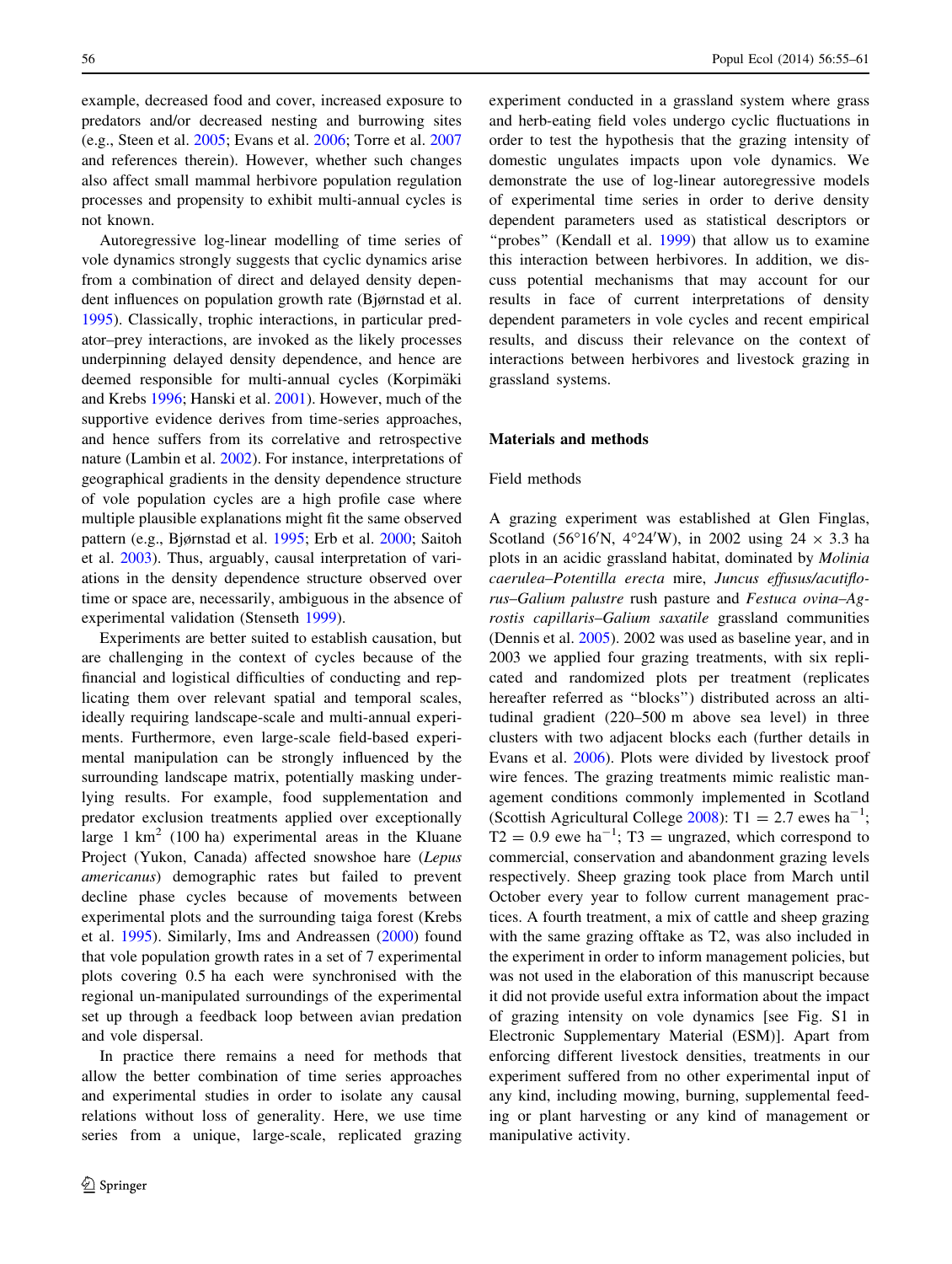example, decreased food and cover, increased exposure to predators and/or decreased nesting and burrowing sites (e.g., Steen et al. 2005; Evans et al. 2006; Torre et al. 2007 and references therein). However, whether such changes also affect small mammal herbivore population regulation processes and propensity to exhibit multi-annual cycles is not known.

Autoregressive log-linear modelling of time series of vole dynamics strongly suggests that cyclic dynamics arise from a combination of direct and delayed density dependent influences on population growth rate (Bjørnstad et al. 1995). Classically, trophic interactions, in particular predator–prey interactions, are invoked as the likely processes underpinning delayed density dependence, and hence are deemed responsible for multi-annual cycles (Korpimäki and Krebs 1996; Hanski et al. 2001). However, much of the supportive evidence derives from time-series approaches, and hence suffers from its correlative and retrospective nature (Lambin et al. 2002). For instance, interpretations of geographical gradients in the density dependence structure of vole population cycles are a high profile case where multiple plausible explanations might fit the same observed pattern (e.g., Bjørnstad et al. 1995; Erb et al. 2000; Saitoh et al. 2003). Thus, arguably, causal interpretation of variations in the density dependence structure observed over time or space are, necessarily, ambiguous in the absence of experimental validation (Stenseth 1999).

Experiments are better suited to establish causation, but are challenging in the context of cycles because of the financial and logistical difficulties of conducting and replicating them over relevant spatial and temporal scales, ideally requiring landscape-scale and multi-annual experiments. Furthermore, even large-scale field-based experimental manipulation can be strongly influenced by the surrounding landscape matrix, potentially masking underlying results. For example, food supplementation and predator exclusion treatments applied over exceptionally large 1 $km^2$ (100 ha) experimental areas in the Kluane Project (Yukon, Canada) affected snowshoe hare (*Lepus americanus*) demographic rates but failed to prevent decline phase cycles because of movements between experimental plots and the surrounding taiga forest (Krebs et al. 1995). Similarly, Ims and Andreassen (2000) found that vole population growth rates in a set of 7 experimental plots covering 0.5 ha each were synchronised with the regional un-manipulated surroundings of the experimental set up through a feedback loop between avian predation and vole dispersal.

In practice there remains a need for methods that allow the better combination of time series approaches and experimental studies in order to isolate any causal relations without loss of generality. Here, we use time series from a unique, large-scale, replicated grazing experiment conducted in a grassland system where grass and herb-eating field voles undergo cyclic fluctuations in order to test the hypothesis that the grazing intensity of domestic ungulates impacts upon vole dynamics. We demonstrate the use of log-linear autoregressive models of experimental time series in order to derive density dependent parameters used as statistical descriptors or "probes" (Kendall et al. 1999) that allow us to examine this interaction between herbivores. In addition, we discuss potential mechanisms that may account for our results in face of current interpretations of density dependent parameters in vole cycles and recent empirical results, and discuss their relevance on the context of interactions between herbivores and livestock grazing in grassland systems.

## Materials and methods

### Field methods

A grazing experiment was established at Glen Finglas, Scotland (56°16′N, 4°24′W), in 2002 using 24 × 3.3 ha plots in an acidic grassland habitat, dominated by *Molinia caerulea–Potentilla erecta* mire, *Juncus effusus/acutiflorus–Galium palustre* rush pasture and *Festuca ovina–Agrostis capillaris–Galium saxatile* grassland communities (Dennis et al. 2005). 2002 was used as baseline year, and in 2003 we applied four grazing treatments, with six replicated and randomized plots per treatment (replicates hereafter referred as "blocks") distributed across an altitudinal gradient (220–500 m above sea level) in three clusters with two adjacent blocks each (further details in Evans et al. 2006). Plots were divided by livestock proof wire fences. The grazing treatments mimic realistic management conditions commonly implemented in Scotland (Scottish Agricultural College 2008): T1 = 2.7 ewes $ha^{-1}$; T2 = 0.9 ewe $ha^{-1}$; T3 = ungrazed, which correspond to commercial, conservation and abandonment grazing levels respectively. Sheep grazing took place from March until October every year to follow current management practices. A fourth treatment, a mix of cattle and sheep grazing with the same grazing offtake as T2, was also included in the experiment in order to inform management policies, but was not used in the elaboration of this manuscript because it did not provide useful extra information about the impact of grazing intensity on vole dynamics [see Fig. S1 in Electronic Supplementary Material (ESM)]. Apart from enforcing different livestock densities, treatments in our experiment suffered from no other experimental input of any kind, including mowing, burning, supplemental feeding or plant harvesting or any kind of management or manipulative activity.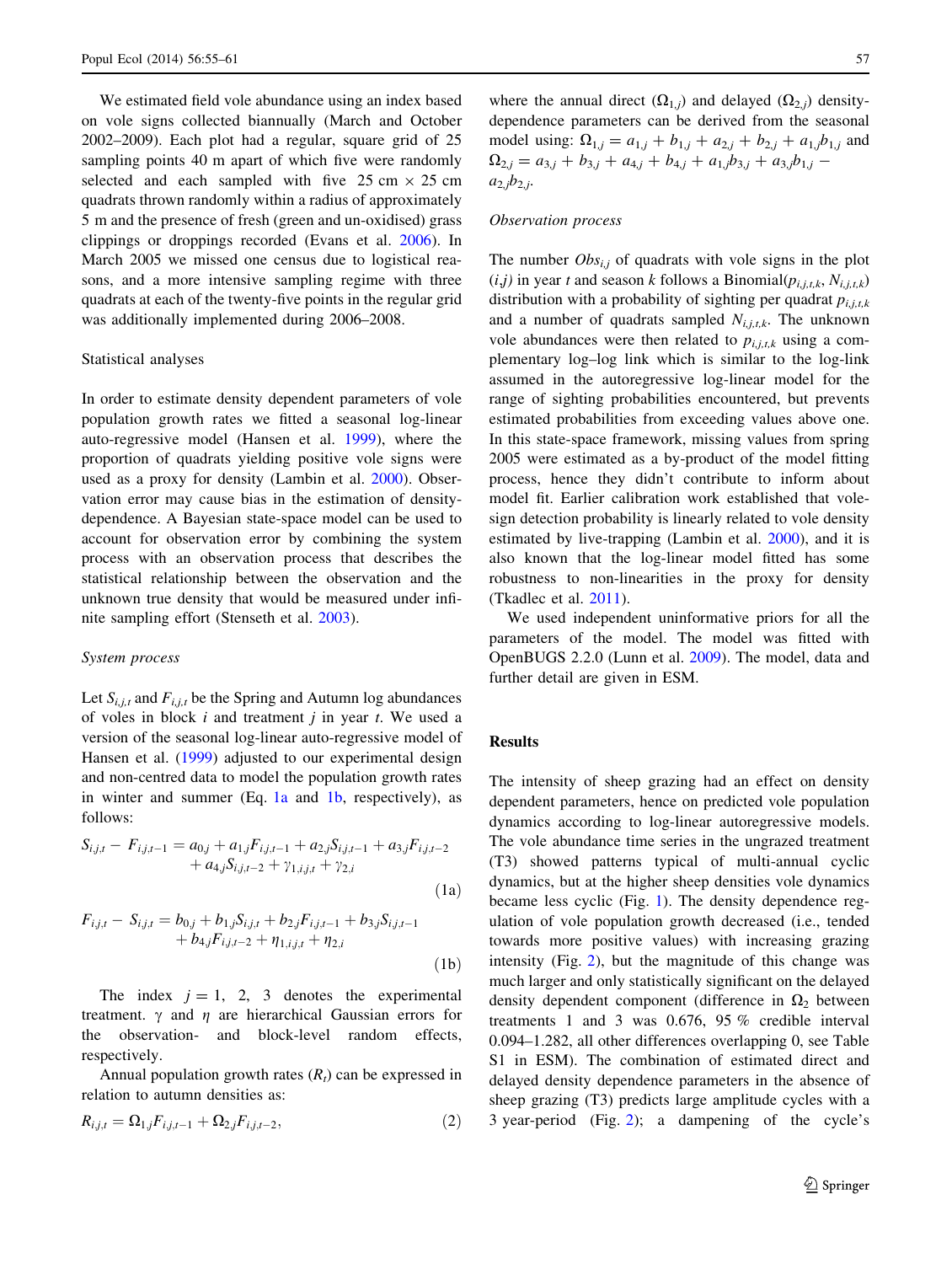We estimated field vole abundance using an index based on vole signs collected biannually (March and October 2002–2009). Each plot had a regular, square grid of 25 sampling points 40 m apart of which five were randomly selected and each sampled with five 25 cm × 25 cm quadrats thrown randomly within a radius of approximately 5 m and the presence of fresh (green and un-oxidised) grass clippings or droppings recorded (Evans et al. 2006). In March 2005 we missed one census due to logistical reasons, and a more intensive sampling regime with three quadrats at each of the twenty-five points in the regular grid was additionally implemented during 2006–2008.

### Statistical analyses

In order to estimate density dependent parameters of vole population growth rates we fitted a seasonal log-linear auto-regressive model (Hansen et al. 1999), where the proportion of quadrats yielding positive vole signs were used as a proxy for density (Lambin et al. 2000). Observation error may cause bias in the estimation of density-dependence. A Bayesian state-space model can be used to account for observation error by combining the system process with an observation process that describes the statistical relationship between the observation and the unknown true density that would be measured under infinite sampling effort (Stenseth et al. 2003).

#### *System process*

Let $S_{i,j,t}$ and $F_{i,j,t}$ be the Spring and Autumn log abundances of voles in block $i$ and treatment $j$ in year $t$. We used a version of the seasonal log-linear auto-regressive model of Hansen et al. (1999) adjusted to our experimental design and non-centred data to model the population growth rates in winter and summer (Eq. 1a and 1b, respectively), as follows:

$$S_{i,j,t} - F_{i,j,t-1} = a_{0,j} + a_{1,j}F_{i,j,t-1} + a_{2,j}S_{i,j,t-1} + a_{3,j}F_{i,j,t-2} + a_{4,j}S_{i,j,t-2} + \gamma_{1,i,j,t} + \gamma_{2,i} \tag{1a}$$

$$F_{i,j,t} - S_{i,j,t} = b_{0,j} + b_{1,j}S_{i,j,t} + b_{2,j}F_{i,j,t-1} + b_{3,j}S_{i,j,t-1} + b_{4,j}F_{i,j,t-2} + \eta_{1,i,j,t} + \eta_{2,i} \tag{1b}$$

The index $j = 1, 2, 3$ denotes the experimental treatment. $\gamma$ and $\eta$ are hierarchical Gaussian errors for the observation- and block-level random effects, respectively.

Annual population growth rates ($R_t$) can be expressed in relation to autumn densities as:

$$R_{i,j,t} = \Omega_{1,j}F_{i,j,t-1} + \Omega_{2,j}F_{i,j,t-2}, \tag{2}$$

where the annual direct ($\Omega_{1,j}$) and delayed ($\Omega_{2,j}$) density-dependence parameters can be derived from the seasonal model using: $\Omega_{1,j} = a_{1,j} + b_{1,j} + a_{2,j} + b_{2,j} + a_{1,j}b_{1,j}$ and $\Omega_{2,j} = a_{3,j} + b_{3,j} + a_{4,j} + b_{4,j} + a_{1,j}b_{3,j} + a_{3,j}b_{1,j} - a_{2,j}b_{2,j}$.

#### *Observation process*

The number $Obs_{i,j}$ of quadrats with vole signs in the plot $(i,j)$ in year $t$ and season $k$ follows a Binomial($p_{i,j,t,k}$, $N_{i,j,t,k}$) distribution with a probability of sighting per quadrat $p_{i,j,t,k}$ and a number of quadrats sampled $N_{i,j,t,k}$. The unknown vole abundances were then related to $p_{i,j,t,k}$ using a complementary log–log link which is similar to the log-link assumed in the autoregressive log-linear model for the range of sighting probabilities encountered, but prevents estimated probabilities from exceeding values above one. In this state-space framework, missing values from spring 2005 were estimated as a by-product of the model fitting process, hence they didn't contribute to inform about model fit. Earlier calibration work established that vole-sign detection probability is linearly related to vole density estimated by live-trapping (Lambin et al. 2000), and it is also known that the log-linear model fitted has some robustness to non-linearities in the proxy for density (Tkadlec et al. 2011).

We used independent uninformative priors for all the parameters of the model. The model was fitted with OpenBUGS 2.2.0 (Lunn et al. 2009). The model, data and further detail are given in ESM.

## Results

The intensity of sheep grazing had an effect on density dependent parameters, hence on predicted vole population dynamics according to log-linear autoregressive models. The vole abundance time series in the ungrazed treatment (T3) showed patterns typical of multi-annual cyclic dynamics, but at the higher sheep densities vole dynamics became less cyclic (Fig. 1). The density dependence regulation of vole population growth decreased (i.e., tended towards more positive values) with increasing grazing intensity (Fig. 2), but the magnitude of this change was much larger and only statistically significant on the delayed density dependent component (difference in $\Omega_2$ between treatments 1 and 3 was 0.676, 95 % credible interval 0.094–1.282, all other differences overlapping 0, see Table S1 in ESM). The combination of estimated direct and delayed density dependence parameters in the absence of sheep grazing (T3) predicts large amplitude cycles with a 3 year-period (Fig. 2); a dampening of the cycle's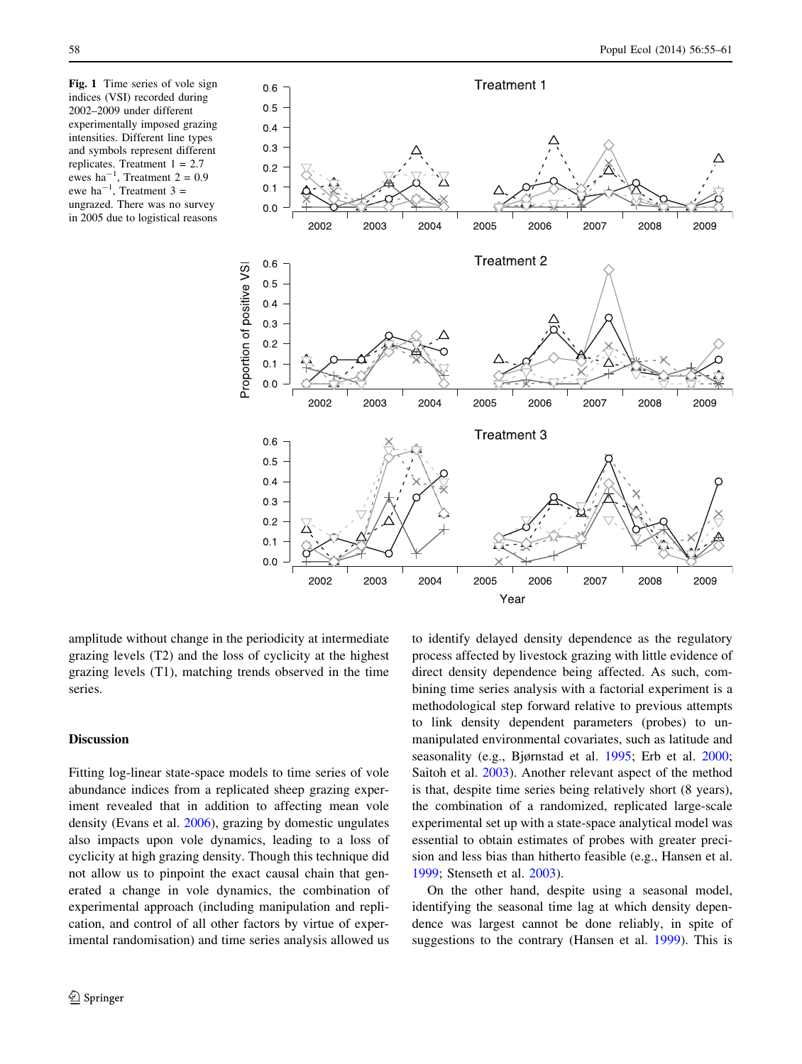**Fig. 1** Time series of vole sign indices (VSI) recorded during 2002–2009 under different experimentally imposed grazing intensities. Different line types and symbols represent different replicates. Treatment 1 = 2.7 ewes ha$^{-1}$, Treatment 2 = 0.9 ewe ha$^{-1}$, Treatment 3 = ungrazed. There was no survey in 2005 due to logistical reasons

amplitude without change in the periodicity at intermediate grazing levels (T2) and the loss of cyclicity at the highest grazing levels (T1), matching trends observed in the time series.

## Discussion

Fitting log-linear state-space models to time series of vole abundance indices from a replicated sheep grazing experiment revealed that in addition to affecting mean vole density (Evans et al. 2006), grazing by domestic ungulates also impacts upon vole dynamics, leading to a loss of cyclicity at high grazing density. Though this technique did not allow us to pinpoint the exact causal chain that generated a change in vole dynamics, the combination of experimental approach (including manipulation and replication, and control of all other factors by virtue of experimental randomisation) and time series analysis allowed us to identify delayed density dependence as the regulatory process affected by livestock grazing with little evidence of direct density dependence being affected. As such, combining time series analysis with a factorial experiment is a methodological step forward relative to previous attempts to link density dependent parameters (probes) to unmanipulated environmental covariates, such as latitude and seasonality (e.g., Bjørnstad et al. 1995; Erb et al. 2000; Saitoh et al. 2003). Another relevant aspect of the method is that, despite time series being relatively short (8 years), the combination of a randomized, replicated large-scale experimental set up with a state-space analytical model was essential to obtain estimates of probes with greater precision and less bias than hitherto feasible (e.g., Hansen et al. 1999; Stenseth et al. 2003).

On the other hand, despite using a seasonal model, identifying the seasonal time lag at which density dependence was largest cannot be done reliably, in spite of suggestions to the contrary (Hansen et al. 1999). This is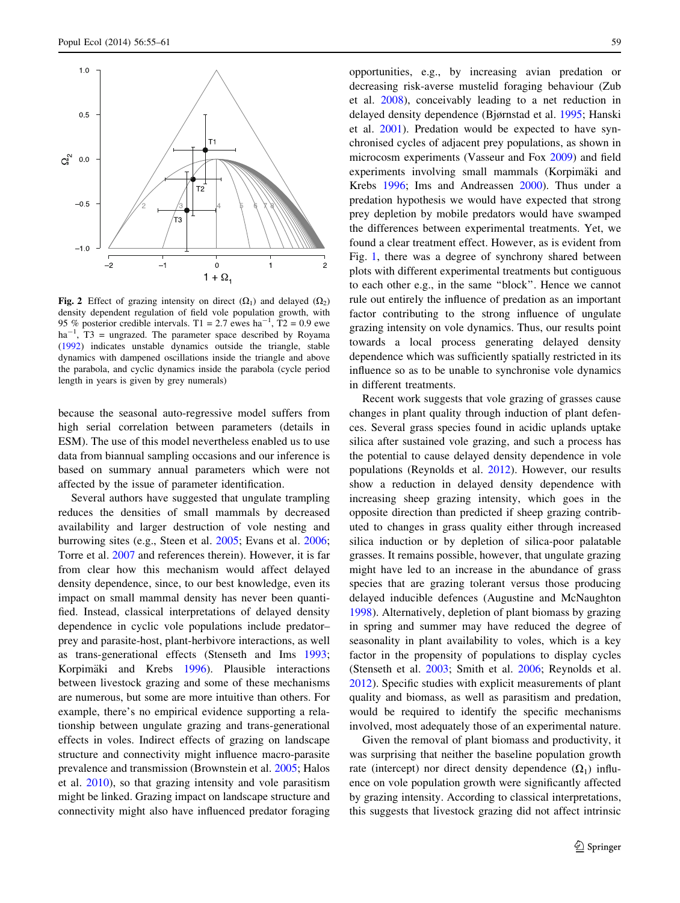**Fig. 2** Effect of grazing intensity on direct ($\Omega_1$) and delayed ($\Omega_2$) density dependent regulation of field vole population growth, with 95 % posterior credible intervals. T1 = 2.7 ewes ha$^{-1}$, T2 = 0.9 ewe ha$^{-1}$, T3 = ungrazed. The parameter space described by Royama (1992) indicates unstable dynamics outside the triangle, stable dynamics with dampened oscillations inside the triangle and above the parabola, and cyclic dynamics inside the parabola (cycle period length in years is given by grey numerals)

because the seasonal auto-regressive model suffers from high serial correlation between parameters (details in ESM). The use of this model nevertheless enabled us to use data from biannual sampling occasions and our inference is based on summary annual parameters which were not affected by the issue of parameter identification.

Several authors have suggested that ungulate trampling reduces the densities of small mammals by decreased availability and larger destruction of vole nesting and burrowing sites (e.g., Steen et al. 2005; Evans et al. 2006; Torre et al. 2007 and references therein). However, it is far from clear how this mechanism would affect delayed density dependence, since, to our best knowledge, even its impact on small mammal density has never been quantified. Instead, classical interpretations of delayed density dependence in cyclic vole populations include predator–prey and parasite-host, plant-herbivore interactions, as well as trans-generational effects (Stenseth and Ims 1993; Korpimäki and Krebs 1996). Plausible interactions between livestock grazing and some of these mechanisms are numerous, but some are more intuitive than others. For example, there's no empirical evidence supporting a relationship between ungulate grazing and trans-generational effects in voles. Indirect effects of grazing on landscape structure and connectivity might influence macro-parasite prevalence and transmission (Brownstein et al. 2005; Halos et al. 2010), so that grazing intensity and vole parasitism might be linked. Grazing impact on landscape structure and connectivity might also have influenced predator foraging opportunities, e.g., by increasing avian predation or decreasing risk-averse mustelid foraging behaviour (Zub et al. 2008), conceivably leading to a net reduction in delayed density dependence (Bjørnstad et al. 1995; Hanski et al. 2001). Predation would be expected to have synchronised cycles of adjacent prey populations, as shown in microcosm experiments (Vasseur and Fox 2009) and field experiments involving small mammals (Korpimäki and Krebs 1996; Ims and Andreassen 2000). Thus under a predation hypothesis we would have expected that strong prey depletion by mobile predators would have swamped the differences between experimental treatments. Yet, we found a clear treatment effect. However, as is evident from Fig. 1, there was a degree of synchrony shared between plots with different experimental treatments but contiguous to each other e.g., in the same "block". Hence we cannot rule out entirely the influence of predation as an important factor contributing to the strong influence of ungulate grazing intensity on vole dynamics. Thus, our results point towards a local process generating delayed density dependence which was sufficiently spatially restricted in its influence so as to be unable to synchronise vole dynamics in different treatments.

Recent work suggests that vole grazing of grasses cause changes in plant quality through induction of plant defences. Several grass species found in acidic uplands uptake silica after sustained vole grazing, and such a process has the potential to cause delayed density dependence in vole populations (Reynolds et al. 2012). However, our results show a reduction in delayed density dependence with increasing sheep grazing intensity, which goes in the opposite direction than predicted if sheep grazing contributed to changes in grass quality either through increased silica induction or by depletion of silica-poor palatable grasses. It remains possible, however, that ungulate grazing might have led to an increase in the abundance of grass species that are grazing tolerant versus those producing delayed inducible defences (Augustine and McNaughton 1998). Alternatively, depletion of plant biomass by grazing in spring and summer may have reduced the degree of seasonality in plant availability to voles, which is a key factor in the propensity of populations to display cycles (Stenseth et al. 2003; Smith et al. 2006; Reynolds et al. 2012). Specific studies with explicit measurements of plant quality and biomass, as well as parasitism and predation, would be required to identify the specific mechanisms involved, most adequately those of an experimental nature.

Given the removal of plant biomass and productivity, it was surprising that neither the baseline population growth rate (intercept) nor direct density dependence ($\Omega_1$) influence on vole population growth were significantly affected by grazing intensity. According to classical interpretations, this suggests that livestock grazing did not affect intrinsic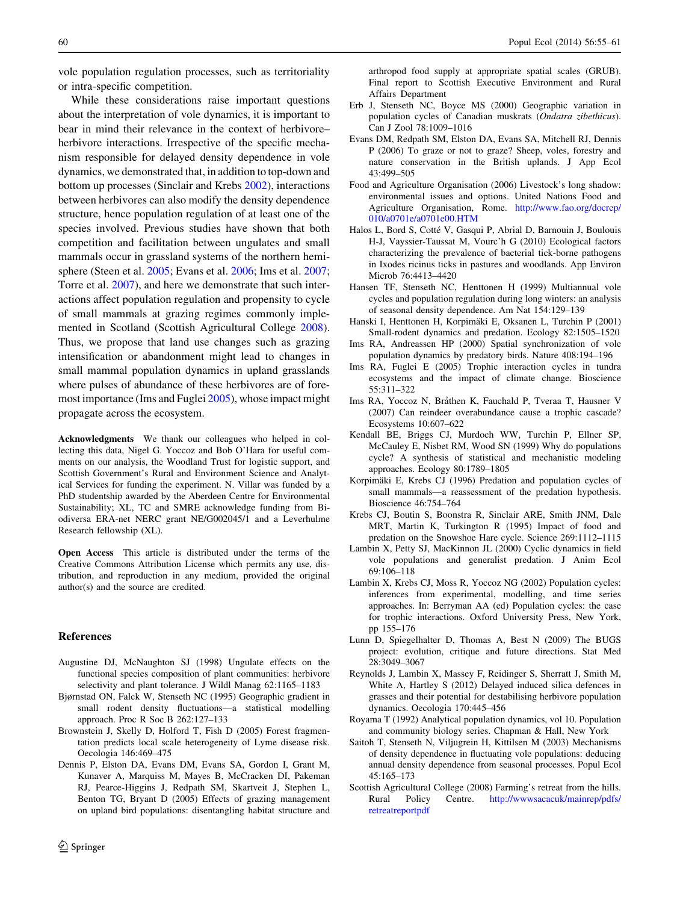vole population regulation processes, such as territoriality or intra-specific competition.

While these considerations raise important questions about the interpretation of vole dynamics, it is important to bear in mind their relevance in the context of herbivore–herbivore interactions. Irrespective of the specific mechanism responsible for delayed density dependence in vole dynamics, we demonstrated that, in addition to top-down and bottom up processes (Sinclair and Krebs 2002), interactions between herbivores can also modify the density dependence structure, hence population regulation of at least one of the species involved. Previous studies have shown that both competition and facilitation between ungulates and small mammals occur in grassland systems of the northern hemisphere (Steen et al. 2005; Evans et al. 2006; Ims et al. 2007; Torre et al. 2007), and here we demonstrate that such interactions affect population regulation and propensity to cycle of small mammals at grazing regimes commonly implemented in Scotland (Scottish Agricultural College 2008). Thus, we propose that land use changes such as grazing intensification or abandonment might lead to changes in small mammal population dynamics in upland grasslands where pulses of abundance of these herbivores are of foremost importance (Ims and Fuglei 2005), whose impact might propagate across the ecosystem.

**Acknowledgments** We thank our colleagues who helped in collecting this data, Nigel G. Yoccoz and Bob O'Hara for useful comments on our analysis, the Woodland Trust for logistic support, and Scottish Government's Rural and Environment Science and Analytical Services for funding the experiment. N. Villar was funded by a PhD studentship awarded by the Aberdeen Centre for Environmental Sustainability; XL, TC and SMRE acknowledge funding from Biodiversa ERA-net NERC grant NE/G002045/1 and a Leverhulme Research fellowship (XL).

**Open Access** This article is distributed under the terms of the Creative Commons Attribution License which permits any use, distribution, and reproduction in any medium, provided the original author(s) and the source are credited.

## References

Augustine DJ, McNaughton SJ (1998) Ungulate effects on the functional species composition of plant communities: herbivore selectivity and plant tolerance. J Wildl Manag 62:1165–1183

Bjørnstad ON, Falck W, Stenseth NC (1995) Geographic gradient in small rodent density fluctuations—a statistical modelling approach. Proc R Soc B 262:127–133

Brownstein J, Skelly D, Holford T, Fish D (2005) Forest fragmentation predicts local scale heterogeneity of Lyme disease risk. Oecologia 146:469–475

Dennis P, Elston DA, Evans DM, Evans SA, Gordon I, Grant M, Kunaver A, Marquiss M, Mayes B, McCracken DI, Pakeman RJ, Pearce-Higgins J, Redpath SM, Skartveit J, Stephen L, Benton TG, Bryant D (2005) Effects of grazing management on upland bird populations: disentangling habitat structure and arthropod food supply at appropriate spatial scales (GRUB). Final report to Scottish Executive Environment and Rural Affairs Department

Erb J, Stenseth NC, Boyce MS (2000) Geographic variation in population cycles of Canadian muskrats (*Ondatra zibethicus*). Can J Zool 78:1009–1016

Evans DM, Redpath SM, Elston DA, Evans SA, Mitchell RJ, Dennis P (2006) To graze or not to graze? Sheep, voles, forestry and nature conservation in the British uplands. J App Ecol 43:499–505

Food and Agriculture Organisation (2006) Livestock's long shadow: environmental issues and options. United Nations Food and Agriculture Organisation, Rome. http://www.fao.org/docrep/010/a0701e/a0701e00.HTM

Halos L, Bord S, Cotté V, Gasqui P, Abrial D, Barnouin J, Boulouis H-J, Vayssier-Taussat M, Vourc'h G (2010) Ecological factors characterizing the prevalence of bacterial tick-borne pathogens in Ixodes ricinus ticks in pastures and woodlands. App Environ Microb 76:4413–4420

Hansen TF, Stenseth NC, Henttonen H (1999) Multiannual vole cycles and population regulation during long winters: an analysis of seasonal density dependence. Am Nat 154:129–139

Hanski I, Henttonen H, Korpimäki E, Oksanen L, Turchin P (2001) Small-rodent dynamics and predation. Ecology 82:1505–1520

Ims RA, Andreassen HP (2000) Spatial synchronization of vole population dynamics by predatory birds. Nature 408:194–196

Ims RA, Fuglei E (2005) Trophic interaction cycles in tundra ecosystems and the impact of climate change. Bioscience 55:311–322

Ims RA, Yoccoz N, Bråthen K, Fauchald P, Tveraa T, Hausner V (2007) Can reindeer overabundance cause a trophic cascade? Ecosystems 10:607–622

Kendall BE, Briggs CJ, Murdoch WW, Turchin P, Ellner SP, McCauley E, Nisbet RM, Wood SN (1999) Why do populations cycle? A synthesis of statistical and mechanistic modeling approaches. Ecology 80:1789–1805

Korpimäki E, Krebs CJ (1996) Predation and population cycles of small mammals—a reassessment of the predation hypothesis. Bioscience 46:754–764

Krebs CJ, Boutin S, Boonstra R, Sinclair ARE, Smith JNM, Dale MRT, Martin K, Turkington R (1995) Impact of food and predation on the Snowshoe Hare cycle. Science 269:1112–1115

Lambin X, Petty SJ, MacKinnon JL (2000) Cyclic dynamics in field vole populations and generalist predation. J Anim Ecol 69:106–118

Lambin X, Krebs CJ, Moss R, Yoccoz NG (2002) Population cycles: inferences from experimental, modelling, and time series approaches. In: Berryman AA (ed) Population cycles: the case for trophic interactions. Oxford University Press, New York, pp 155–176

Lunn D, Spiegelhalter D, Thomas A, Best N (2009) The BUGS project: evolution, critique and future directions. Stat Med 28:3049–3067

Reynolds J, Lambin X, Massey F, Reidinger S, Sherratt J, Smith M, White A, Hartley S (2012) Delayed induced silica defences in grasses and their potential for destabilising herbivore population dynamics. Oecologia 170:445–456

Royama T (1992) Analytical population dynamics, vol 10. Population and community biology series. Chapman & Hall, New York

Saitoh T, Stenseth N, Viljugrein H, Kittilsen M (2003) Mechanisms of density dependence in fluctuating vole populations: deducing annual density dependence from seasonal processes. Popul Ecol 45:165–173

Scottish Agricultural College (2008) Farming's retreat from the hills. Rural Policy Centre. http://wwwsacacuk/mainrep/pdfs/retreatreportpdf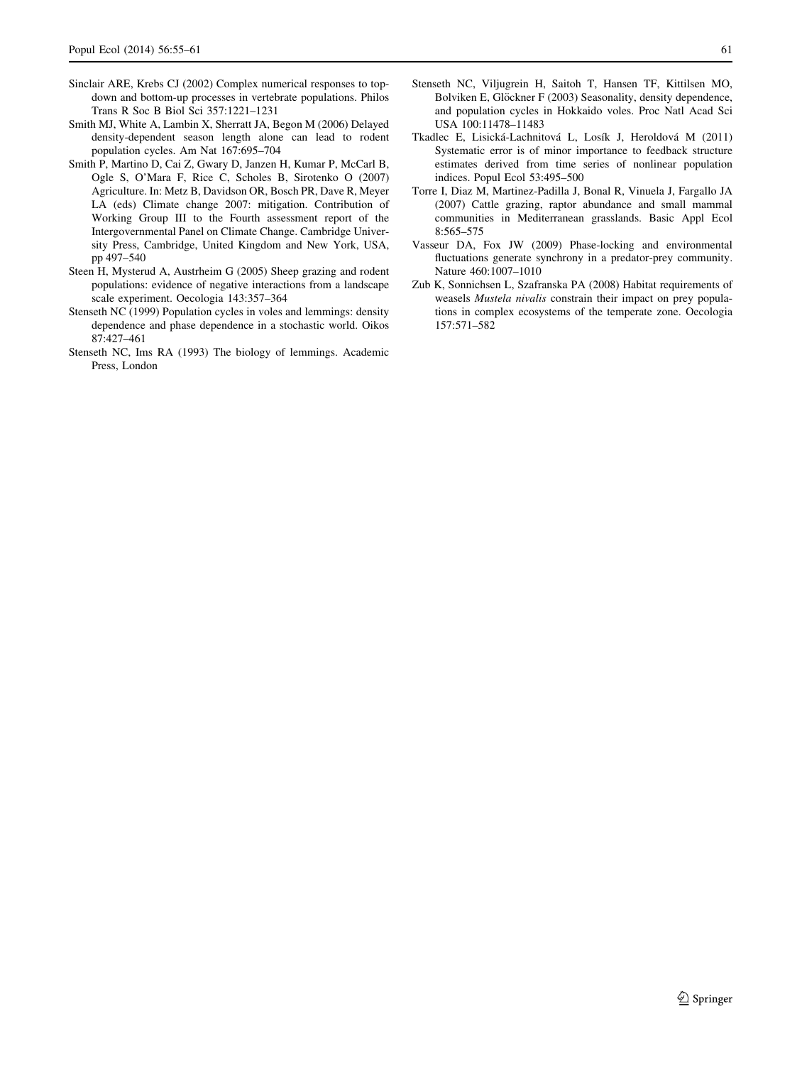Sinclair ARE, Krebs CJ (2002) Complex numerical responses to top-down and bottom-up processes in vertebrate populations. Philos Trans R Soc B Biol Sci 357:1221–1231

Smith MJ, White A, Lambin X, Sherratt JA, Begon M (2006) Delayed density-dependent season length alone can lead to rodent population cycles. Am Nat 167:695–704

Smith P, Martino D, Cai Z, Gwary D, Janzen H, Kumar P, McCarl B, Ogle S, O'Mara F, Rice C, Scholes B, Sirotenko O (2007) Agriculture. In: Metz B, Davidson OR, Bosch PR, Dave R, Meyer LA (eds) Climate change 2007: mitigation. Contribution of Working Group III to the Fourth assessment report of the Intergovernmental Panel on Climate Change. Cambridge University Press, Cambridge, United Kingdom and New York, USA, pp 497–540

Steen H, Mysterud A, Austrheim G (2005) Sheep grazing and rodent populations: evidence of negative interactions from a landscape scale experiment. Oecologia 143:357–364

Stenseth NC (1999) Population cycles in voles and lemmings: density dependence and phase dependence in a stochastic world. Oikos 87:427–461

Stenseth NC, Ims RA (1993) The biology of lemmings. Academic Press, London

Stenseth NC, Viljugrein H, Saitoh T, Hansen TF, Kittilsen MO, Bolviken E, Glöckner F (2003) Seasonality, density dependence, and population cycles in Hokkaido voles. Proc Natl Acad Sci USA 100:11478–11483

Tkadlec E, Lisická-Lachnitová L, Losík J, Heroldová M (2011) Systematic error is of minor importance to feedback structure estimates derived from time series of nonlinear population indices. Popul Ecol 53:495–500

Torre I, Diaz M, Martinez-Padilla J, Bonal R, Vinuela J, Fargallo JA (2007) Cattle grazing, raptor abundance and small mammal communities in Mediterranean grasslands. Basic Appl Ecol 8:565–575

Vasseur DA, Fox JW (2009) Phase-locking and environmental fluctuations generate synchrony in a predator-prey community. Nature 460:1007–1010

Zub K, Sonnichsen L, Szafranska PA (2008) Habitat requirements of weasels *Mustela nivalis* constrain their impact on prey populations in complex ecosystems of the temperate zone. Oecologia 157:571–582